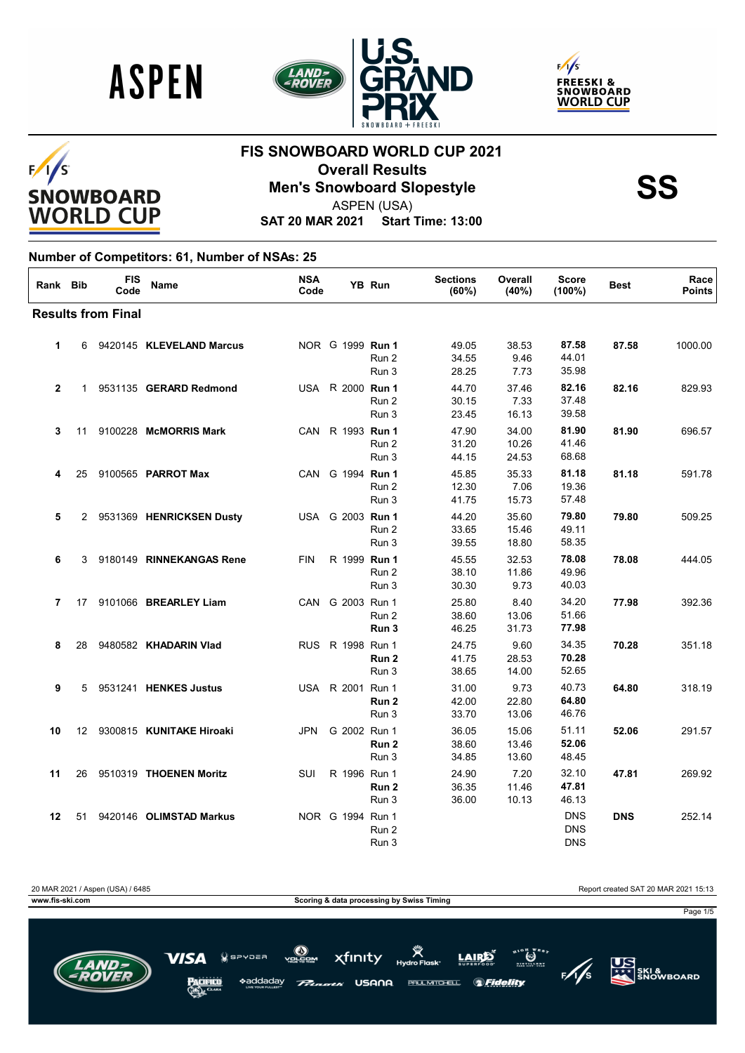# FIS SNOWBOARD WORLD CUP 2021

## Overall Results

## Men's Snowboard Slopestyle

**SS**

ASPEN (USA)

**SAT 20 MAR 2021 Start Time: 13:00**

### Number of Competitors: 61, Number of NSAs: 25

| Rank | Bib | FIS Code | Name | NSA Code | | YB | Run | Sections (60%) | Overall (40%) | Score (100%) | Best | Race Points |
|---|---|---|---|---|---|---|---|---|---|---|---|---|
| **Results from Final** | | | | | | | | | | | | |
| **1** | 6 | 9420145 | **KLEVELAND Marcus** | NOR | G | 1999 | **Run 1** | 49.05 | 38.53 | **87.58** | **87.58** | 1000.00 |
| | | | | | | | Run 2 | 34.55 | 9.46 | 44.01 | | |
| | | | | | | | Run 3 | 28.25 | 7.73 | 35.98 | | |
| **2** | 1 | 9531135 | **GERARD Redmond** | USA | R | 2000 | **Run 1** | 44.70 | 37.46 | **82.16** | **82.16** | 829.93 |
| | | | | | | | Run 2 | 30.15 | 7.33 | 37.48 | | |
| | | | | | | | Run 3 | 23.45 | 16.13 | 39.58 | | |
| **3** | 11 | 9100228 | **McMORRIS Mark** | CAN | R | 1993 | **Run 1** | 47.90 | 34.00 | **81.90** | **81.90** | 696.57 |
| | | | | | | | Run 2 | 31.20 | 10.26 | 41.46 | | |
| | | | | | | | Run 3 | 44.15 | 24.53 | 68.68 | | |
| **4** | 25 | 9100565 | **PARROT Max** | CAN | G | 1994 | **Run 1** | 45.85 | 35.33 | **81.18** | **81.18** | 591.78 |
| | | | | | | | Run 2 | 12.30 | 7.06 | 19.36 | | |
| | | | | | | | Run 3 | 41.75 | 15.73 | 57.48 | | |
| **5** | 2 | 9531369 | **HENRICKSEN Dusty** | USA | G | 2003 | **Run 1** | 44.20 | 35.60 | **79.80** | **79.80** | 509.25 |
| | | | | | | | Run 2 | 33.65 | 15.46 | 49.11 | | |
| | | | | | | | Run 3 | 39.55 | 18.80 | 58.35 | | |
| **6** | 3 | 9180149 | **RINNEKANGAS Rene** | FIN | R | 1999 | **Run 1** | 45.55 | 32.53 | **78.08** | **78.08** | 444.05 |
| | | | | | | | Run 2 | 38.10 | 11.86 | 49.96 | | |
| | | | | | | | Run 3 | 30.30 | 9.73 | 40.03 | | |
| **7** | 17 | 9101066 | **BREARLEY Liam** | CAN | G | 2003 | Run 1 | 25.80 | 8.40 | 34.20 | **77.98** | 392.36 |
| | | | | | | | Run 2 | 38.60 | 13.06 | 51.66 | | |
| | | | | | | | **Run 3** | 46.25 | 31.73 | **77.98** | | |
| **8** | 28 | 9480582 | **KHADARIN Vlad** | RUS | R | 1998 | Run 1 | 24.75 | 9.60 | 34.35 | **70.28** | 351.18 |
| | | | | | | | **Run 2** | 41.75 | 28.53 | **70.28** | | |
| | | | | | | | Run 3 | 38.65 | 14.00 | 52.65 | | |
| **9** | 5 | 9531241 | **HENKES Justus** | USA | R | 2001 | Run 1 | 31.00 | 9.73 | 40.73 | **64.80** | 318.19 |
| | | | | | | | **Run 2** | 42.00 | 22.80 | **64.80** | | |
| | | | | | | | Run 3 | 33.70 | 13.06 | 46.76 | | |
| **10** | 12 | 9300815 | **KUNITAKE Hiroaki** | JPN | G | 2002 | Run 1 | 36.05 | 15.06 | 51.11 | **52.06** | 291.57 |
| | | | | | | | **Run 2** | 38.60 | 13.46 | **52.06** | | |
| | | | | | | | Run 3 | 34.85 | 13.60 | 48.45 | | |
| **11** | 26 | 9510319 | **THOENEN Moritz** | SUI | R | 1996 | Run 1 | 24.90 | 7.20 | 32.10 | **47.81** | 269.92 |
| | | | | | | | **Run 2** | 36.35 | 11.46 | **47.81** | | |
| | | | | | | | Run 3 | 36.00 | 10.13 | 46.13 | | |
| **12** | 51 | 9420146 | **OLIMSTAD Markus** | NOR | G | 1994 | Run 1 | | | DNS | **DNS** | 252.14 |
| | | | | | | | Run 2 | | | DNS | | |
| | | | | | | | Run 3 | | | DNS | | |

20 MAR 2021 / Aspen (USA) / 6485 — Report created SAT 20 MAR 2021 15:13

www.fis-ski.com — Scoring & data processing by Swiss Timing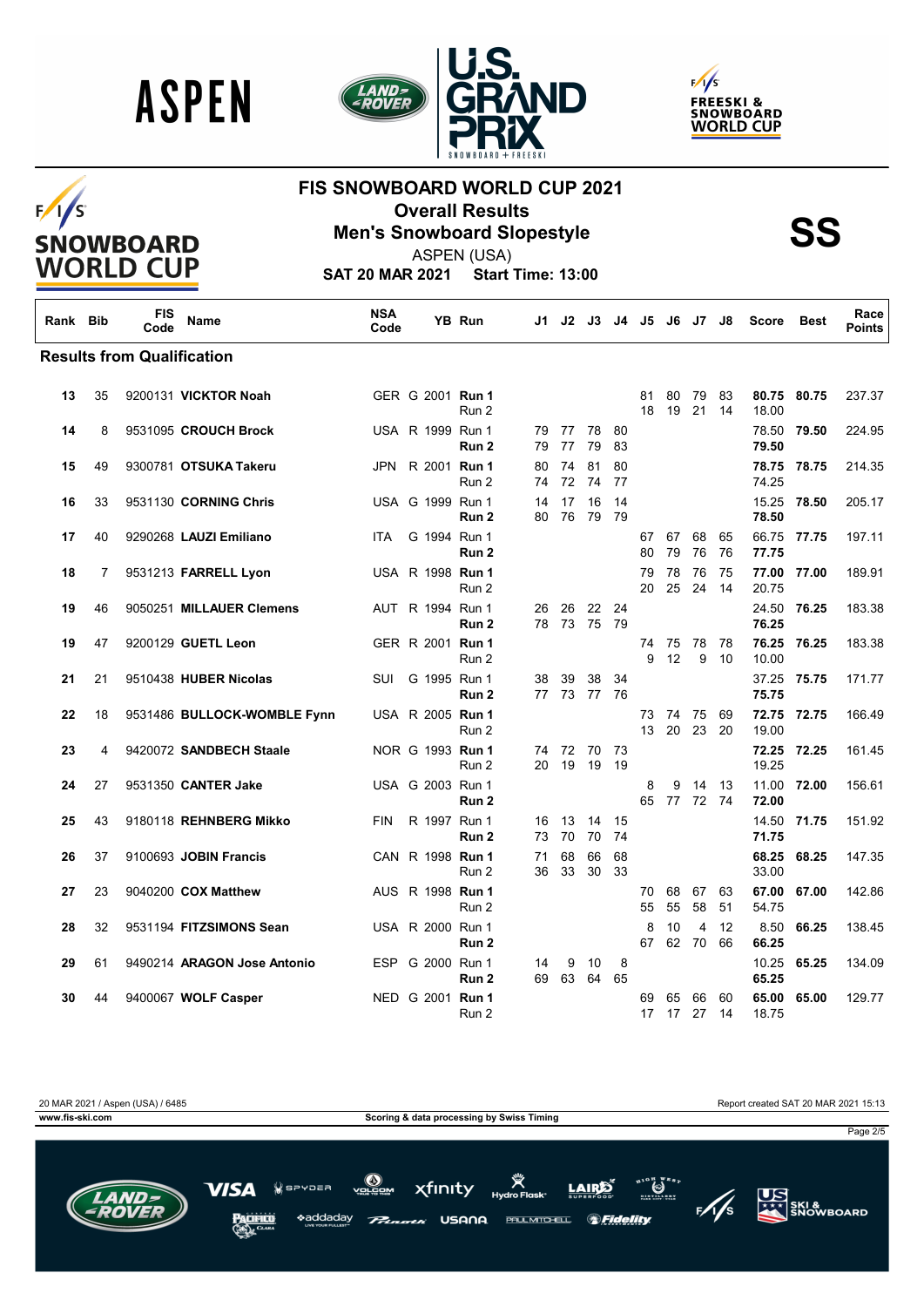# FIS SNOWBOARD WORLD CUP 2021

## Overall Results

## Men's Snowboard Slopestyle

ASPEN (USA)

**SAT 20 MAR 2021 Start Time: 13:00**

**SS**

### Results from Qualification

| Rank | Bib | FIS Code | Name | NSA Code | | YB | Run | J1 | J2 | J3 | J4 | J5 | J6 | J7 | J8 | Score | Best | Race Points |
|---|---|---|---|---|---|---|---|---|---|---|---|---|---|---|---|---|---|---|
| 13 | 35 | 9200131 | **VICKTOR Noah** | GER | G | 2001 | **Run 1** | | | | | 81 | 80 | 79 | 83 | **80.75** | **80.75** | 237.37 |
| | | | | | | | Run 2 | | | | | 18 | 19 | 21 | 14 | 18.00 | | |
| 14 | 8 | 9531095 | **CROUCH Brock** | USA | R | 1999 | Run 1 | 79 | 77 | 78 | 80 | | | | | 78.50 | **79.50** | 224.95 |
| | | | | | | | **Run 2** | 79 | 77 | 79 | 83 | | | | | **79.50** | | |
| 15 | 49 | 9300781 | **OTSUKA Takeru** | JPN | R | 2001 | **Run 1** | 80 | 74 | 81 | 80 | | | | | **78.75** | **78.75** | 214.35 |
| | | | | | | | Run 2 | 74 | 72 | 74 | 77 | | | | | 74.25 | | |
| 16 | 33 | 9531130 | **CORNING Chris** | USA | G | 1999 | Run 1 | 14 | 17 | 16 | 14 | | | | | 15.25 | **78.50** | 205.17 |
| | | | | | | | **Run 2** | 80 | 76 | 79 | 79 | | | | | **78.50** | | |
| 17 | 40 | 9290268 | **LAUZI Emiliano** | ITA | G | 1994 | Run 1 | | | | | 67 | 67 | 68 | 65 | 66.75 | **77.75** | 197.11 |
| | | | | | | | **Run 2** | | | | | 80 | 79 | 76 | 76 | **77.75** | | |
| 18 | 7 | 9531213 | **FARRELL Lyon** | USA | R | 1998 | **Run 1** | | | | | 79 | 78 | 76 | 75 | **77.00** | **77.00** | 189.91 |
| | | | | | | | Run 2 | | | | | 20 | 25 | 24 | 14 | 20.75 | | |
| 19 | 46 | 9050251 | **MILLAUER Clemens** | AUT | R | 1994 | Run 1 | 26 | 26 | 22 | 24 | | | | | 24.50 | **76.25** | 183.38 |
| | | | | | | | **Run 2** | 78 | 73 | 75 | 79 | | | | | **76.25** | | |
| 19 | 47 | 9200129 | **GUETL Leon** | GER | R | 2001 | **Run 1** | | | | | 74 | 75 | 78 | 78 | **76.25** | **76.25** | 183.38 |
| | | | | | | | Run 2 | | | | | 9 | 12 | 9 | 10 | 10.00 | | |
| 21 | 21 | 9510438 | **HUBER Nicolas** | SUI | G | 1995 | Run 1 | 38 | 39 | 38 | 34 | | | | | 37.25 | **75.75** | 171.77 |
| | | | | | | | **Run 2** | 77 | 73 | 77 | 76 | | | | | **75.75** | | |
| 22 | 18 | 9531486 | **BULLOCK-WOMBLE Fynn** | USA | R | 2005 | **Run 1** | | | | | 73 | 74 | 75 | 69 | **72.75** | **72.75** | 166.49 |
| | | | | | | | Run 2 | | | | | 13 | 20 | 23 | 20 | 19.00 | | |
| 23 | 4 | 9420072 | **SANDBECH Staale** | NOR | G | 1993 | **Run 1** | 74 | 72 | 70 | 73 | | | | | **72.25** | **72.25** | 161.45 |
| | | | | | | | Run 2 | 20 | 19 | 19 | 19 | | | | | 19.25 | | |
| 24 | 27 | 9531350 | **CANTER Jake** | USA | G | 2003 | Run 1 | | | | | 8 | 9 | 14 | 13 | 11.00 | **72.00** | 156.61 |
| | | | | | | | **Run 2** | | | | | 65 | 77 | 72 | 74 | **72.00** | | |
| 25 | 43 | 9180118 | **REHNBERG Mikko** | FIN | R | 1997 | Run 1 | 16 | 13 | 14 | 15 | | | | | 14.50 | **71.75** | 151.92 |
| | | | | | | | **Run 2** | 73 | 70 | 70 | 74 | | | | | **71.75** | | |
| 26 | 37 | 9100693 | **JOBIN Francis** | CAN | R | 1998 | **Run 1** | 71 | 68 | 66 | 68 | | | | | **68.25** | **68.25** | 147.35 |
| | | | | | | | Run 2 | 36 | 33 | 30 | 33 | | | | | 33.00 | | |
| 27 | 23 | 9040200 | **COX Matthew** | AUS | R | 1998 | **Run 1** | | | | | 70 | 68 | 67 | 63 | **67.00** | **67.00** | 142.86 |
| | | | | | | | Run 2 | | | | | 55 | 55 | 58 | 51 | 54.75 | | |
| 28 | 32 | 9531194 | **FITZSIMONS Sean** | USA | R | 2000 | Run 1 | | | | | 8 | 10 | 4 | 12 | 8.50 | **66.25** | 138.45 |
| | | | | | | | **Run 2** | | | | | 67 | 62 | 70 | 66 | **66.25** | | |
| 29 | 61 | 9490214 | **ARAGON Jose Antonio** | ESP | G | 2000 | Run 1 | 14 | 9 | 10 | 8 | | | | | 10.25 | **65.25** | 134.09 |
| | | | | | | | **Run 2** | 69 | 63 | 64 | 65 | | | | | **65.25** | | |
| 30 | 44 | 9400067 | **WOLF Casper** | NED | G | 2001 | **Run 1** | | | | | 69 | 65 | 66 | 60 | **65.00** | **65.00** | 129.77 |
| | | | | | | | Run 2 | | | | | 17 | 17 | 27 | 14 | 18.75 | | |

20 MAR 2021 / Aspen (USA) / 6485 — Report created SAT 20 MAR 2021 15:13

www.fis-ski.com — Scoring & data processing by Swiss Timing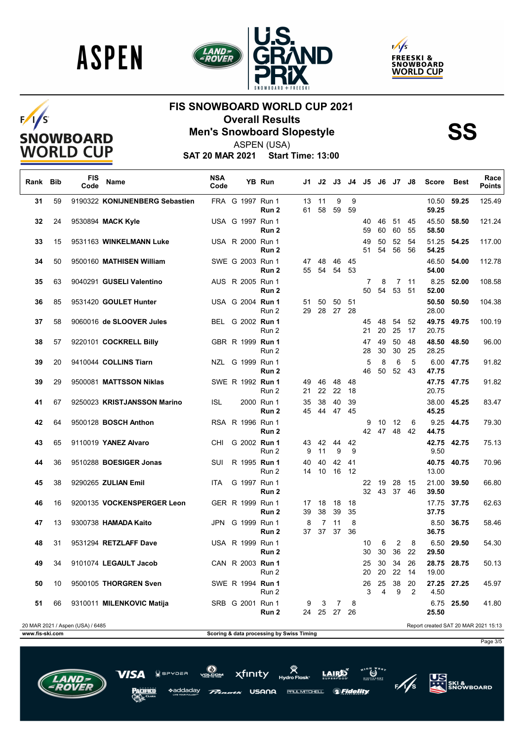# FIS SNOWBOARD WORLD CUP 2021

## Overall Results

## Men's Snowboard Slopestyle

**SS**

ASPEN (USA)

**SAT 20 MAR 2021 Start Time: 13:00**

| Rank | Bib | FIS Code | Name | NSA Code | | YB | Run | J1 | J2 | J3 | J4 | J5 | J6 | J7 | J8 | Score | Best | Race Points |
|---|---|---|---|---|---|---|---|---|---|---|---|---|---|---|---|---|---|---|
| **31** | 59 | 9190322 | **KONIJNENBERG Sebastien** | FRA | G | 1997 | Run 1 | 13 | 11 | 9 | 9 | | | | | 10.50 | **59.25** | 125.49 |
| | | | | | | | **Run 2** | 61 | 58 | 59 | 59 | | | | | **59.25** | | |
| **32** | 24 | 9530894 | **MACK Kyle** | USA | G | 1997 | Run 1 | | | | | 40 | 46 | 51 | 45 | 45.50 | **58.50** | 121.24 |
| | | | | | | | **Run 2** | | | | | 59 | 60 | 60 | 55 | **58.50** | | |
| **33** | 15 | 9531163 | **WINKELMANN Luke** | USA | R | 2000 | Run 1 | | | | | 49 | 50 | 52 | 54 | 51.25 | **54.25** | 117.00 |
| | | | | | | | **Run 2** | | | | | 51 | 54 | 56 | 56 | **54.25** | | |
| **34** | 50 | 9500160 | **MATHISEN William** | SWE | G | 2003 | Run 1 | 47 | 48 | 46 | 45 | | | | | 46.50 | **54.00** | 112.78 |
| | | | | | | | **Run 2** | 55 | 54 | 54 | 53 | | | | | **54.00** | | |
| **35** | 63 | 9040291 | **GUSELI Valentino** | AUS | R | 2005 | Run 1 | | | | | 7 | 8 | 7 | 11 | 8.25 | **52.00** | 108.58 |
| | | | | | | | **Run 2** | | | | | 50 | 54 | 53 | 51 | **52.00** | | |
| **36** | 85 | 9531420 | **GOULET Hunter** | USA | G | 2004 | **Run 1** | 51 | 50 | 50 | 51 | | | | | **50.50** | **50.50** | 104.38 |
| | | | | | | | Run 2 | 29 | 28 | 27 | 28 | | | | | 28.00 | | |
| **37** | 58 | 9060016 | **de SLOOVER Jules** | BEL | G | 2002 | **Run 1** | | | | | 45 | 48 | 54 | 52 | **49.75** | **49.75** | 100.19 |
| | | | | | | | Run 2 | | | | | 21 | 20 | 25 | 17 | 20.75 | | |
| **38** | 57 | 9220101 | **COCKRELL Billy** | GBR | R | 1999 | **Run 1** | | | | | 47 | 49 | 50 | 48 | **48.50** | **48.50** | 96.00 |
| | | | | | | | Run 2 | | | | | 28 | 30 | 30 | 25 | 28.25 | | |
| **39** | 20 | 9410044 | **COLLINS Tiarn** | NZL | G | 1999 | Run 1 | | | | | 5 | 8 | 6 | 5 | 6.00 | **47.75** | 91.82 |
| | | | | | | | **Run 2** | | | | | 46 | 50 | 52 | 43 | **47.75** | | |
| **39** | 29 | 9500081 | **MATTSSON Niklas** | SWE | R | 1992 | **Run 1** | 49 | 46 | 48 | 48 | | | | | **47.75** | **47.75** | 91.82 |
| | | | | | | | Run 2 | 21 | 22 | 22 | 18 | | | | | 20.75 | | |
| **41** | 67 | 9250023 | **KRISTJANSSON Marino** | ISL | | 2000 | Run 1 | 35 | 38 | 40 | 39 | | | | | 38.00 | **45.25** | 83.47 |
| | | | | | | | **Run 2** | 45 | 44 | 47 | 45 | | | | | **45.25** | | |
| **42** | 64 | 9500128 | **BOSCH Anthon** | RSA | R | 1996 | Run 1 | | | | | 9 | 10 | 12 | 6 | 9.25 | **44.75** | 79.30 |
| | | | | | | | **Run 2** | | | | | 42 | 47 | 48 | 42 | **44.75** | | |
| **43** | 65 | 9110019 | **YANEZ Alvaro** | CHI | G | 2002 | **Run 1** | 43 | 42 | 44 | 42 | | | | | **42.75** | **42.75** | 75.13 |
| | | | | | | | Run 2 | 9 | 11 | 9 | 9 | | | | | 9.50 | | |
| **44** | 36 | 9510288 | **BOESIGER Jonas** | SUI | R | 1995 | **Run 1** | 40 | 40 | 42 | 41 | | | | | **40.75** | **40.75** | 70.96 |
| | | | | | | | Run 2 | 14 | 10 | 16 | 12 | | | | | 13.00 | | |
| **45** | 38 | 9290265 | **ZULIAN Emil** | ITA | G | 1997 | Run 1 | | | | | 22 | 19 | 28 | 15 | 21.00 | **39.50** | 66.80 |
| | | | | | | | **Run 2** | | | | | 32 | 43 | 37 | 46 | **39.50** | | |
| **46** | 16 | 9200135 | **VOCKENSPERGER Leon** | GER | R | 1999 | Run 1 | 17 | 18 | 18 | 18 | | | | | 17.75 | **37.75** | 62.63 |
| | | | | | | | **Run 2** | 39 | 38 | 39 | 35 | | | | | **37.75** | | |
| **47** | 13 | 9300738 | **HAMADA Kaito** | JPN | G | 1999 | Run 1 | 8 | 7 | 11 | 8 | | | | | 8.50 | **36.75** | 58.46 |
| | | | | | | | **Run 2** | 37 | 37 | 37 | 36 | | | | | **36.75** | | |
| **48** | 31 | 9531294 | **RETZLAFF Dave** | USA | R | 1999 | Run 1 | | | | | 10 | 6 | 2 | 8 | 6.50 | **29.50** | 54.30 |
| | | | | | | | **Run 2** | | | | | 30 | 30 | 36 | 22 | **29.50** | | |
| **49** | 34 | 9101074 | **LEGAULT Jacob** | CAN | R | 2003 | **Run 1** | | | | | 25 | 30 | 34 | 26 | **28.75** | **28.75** | 50.13 |
| | | | | | | | Run 2 | | | | | 20 | 20 | 22 | 14 | 19.00 | | |
| **50** | 10 | 9500105 | **THORGREN Sven** | SWE | R | 1994 | **Run 1** | | | | | 26 | 25 | 38 | 20 | **27.25** | **27.25** | 45.97 |
| | | | | | | | Run 2 | | | | | 3 | 4 | 9 | 2 | 4.50 | | |
| **51** | 66 | 9310011 | **MILENKOVIC Matija** | SRB | G | 2001 | Run 1 | 9 | 3 | 7 | 8 | | | | | 6.75 | **25.50** | 41.80 |
| | | | | | | | **Run 2** | 24 | 25 | 27 | 26 | | | | | **25.50** | | |

20 MAR 2021 / Aspen (USA) / 6485

Report created SAT 20 MAR 2021 15:13

www.fis-ski.com

Scoring & data processing by Swiss Timing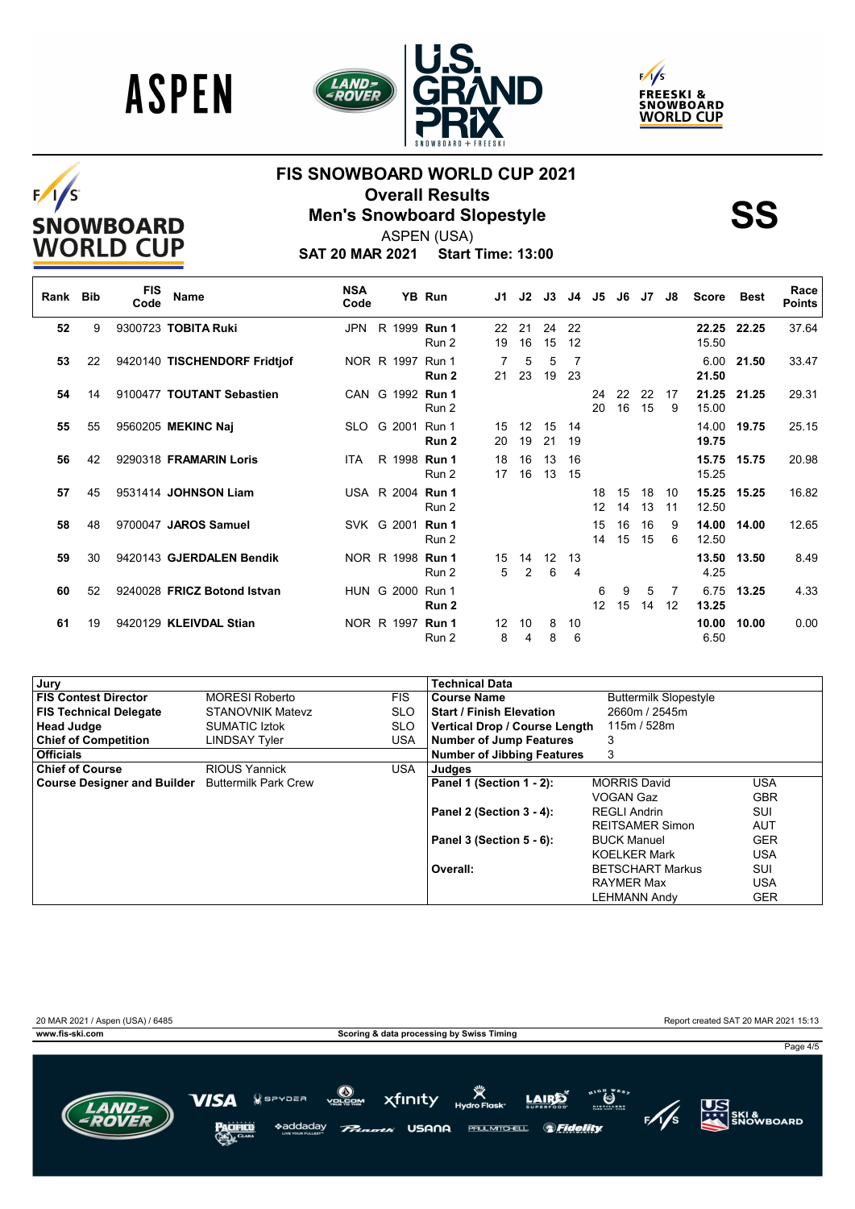# FIS SNOWBOARD WORLD CUP 2021

## Overall Results

## Men's Snowboard Slopestyle

**SS**

ASPEN (USA)

**SAT 20 MAR 2021 Start Time: 13:00**

| Rank | Bib | FIS Code | Name | NSA Code | YB | Run | J1 | J2 | J3 | J4 | J5 | J6 | J7 | J8 | Score | Best | Race Points |
|---|---|---|---|---|---|---|---|---|---|---|---|---|---|---|---|---|---|
| 52 | 9 | 9300723 | **TOBITA Ruki** | JPN | R 1999 | **Run 1** | 22 | 21 | 24 | 22 | | | | | **22.25** | **22.25** | 37.64 |
| | | | | | | Run 2 | 19 | 16 | 15 | 12 | | | | | 15.50 | | |
| 53 | 22 | 9420140 | **TISCHENDORF Fridtjof** | NOR | R 1997 | Run 1 | 7 | 5 | 5 | 7 | | | | | 6.00 | **21.50** | 33.47 |
| | | | | | | **Run 2** | 21 | 23 | 19 | 23 | | | | | **21.50** | | |
| 54 | 14 | 9100477 | **TOUTANT Sebastien** | CAN | G 1992 | **Run 1** | | | | | 24 | 22 | 22 | 17 | **21.25** | **21.25** | 29.31 |
| | | | | | | Run 2 | | | | | 20 | 16 | 15 | 9 | 15.00 | | |
| 55 | 55 | 9560205 | **MEKINC Naj** | SLO | G 2001 | Run 1 | 15 | 12 | 15 | 14 | | | | | 14.00 | **19.75** | 25.15 |
| | | | | | | **Run 2** | 20 | 19 | 21 | 19 | | | | | **19.75** | | |
| 56 | 42 | 9290318 | **FRAMARIN Loris** | ITA | R 1998 | **Run 1** | 18 | 16 | 13 | 16 | | | | | **15.75** | **15.75** | 20.98 |
| | | | | | | Run 2 | 17 | 16 | 13 | 15 | | | | | 15.25 | | |
| 57 | 45 | 9531414 | **JOHNSON Liam** | USA | R 2004 | **Run 1** | | | | | 18 | 15 | 18 | 10 | **15.25** | **15.25** | 16.82 |
| | | | | | | Run 2 | | | | | 12 | 14 | 13 | 11 | 12.50 | | |
| 58 | 48 | 9700047 | **JAROS Samuel** | SVK | G 2001 | **Run 1** | | | | | 15 | 16 | 16 | 9 | **14.00** | **14.00** | 12.65 |
| | | | | | | Run 2 | | | | | 14 | 15 | 15 | 6 | 12.50 | | |
| 59 | 30 | 9420143 | **GJERDALEN Bendik** | NOR | R 1998 | **Run 1** | 15 | 14 | 12 | 13 | | | | | **13.50** | **13.50** | 8.49 |
| | | | | | | Run 2 | 5 | 2 | 6 | 4 | | | | | 4.25 | | |
| 60 | 52 | 9240028 | **FRICZ Botond Istvan** | HUN | G 2000 | Run 1 | | | | | 6 | 9 | 5 | 7 | 6.75 | **13.25** | 4.33 |
| | | | | | | **Run 2** | | | | | 12 | 15 | 14 | 12 | **13.25** | | |
| 61 | 19 | 9420129 | **KLEIVDAL Stian** | NOR | R 1997 | **Run 1** | 12 | 10 | 8 | 10 | | | | | **10.00** | **10.00** | 0.00 |
| | | | | | | Run 2 | 8 | 4 | 8 | 6 | | | | | 6.50 | | |

| Jury | | |
|---|---|---|
| **FIS Contest Director** | MORESI Roberto | FIS |
| **FIS Technical Delegate** | STANOVNIK Matevz | SLO |
| **Head Judge** | SUMATIC Iztok | SLO |
| **Chief of Competition** | LINDSAY Tyler | USA |
| **Officials** | | |
| **Chief of Course** | RIOUS Yannick | USA |
| **Course Designer and Builder** | Buttermilk Park Crew | |

| Technical Data | | |
|---|---|---|
| **Course Name** | Buttermilk Slopestyle | |
| **Start / Finish Elevation** | 2660m / 2545m | |
| **Vertical Drop / Course Length** | 115m / 528m | |
| **Number of Jump Features** | 3 | |
| **Number of Jibbing Features** | 3 | |
| **Judges** | | |
| **Panel 1 (Section 1 - 2):** | MORRIS David | USA |
| | VOGAN Gaz | GBR |
| **Panel 2 (Section 3 - 4):** | REGLI Andrin | SUI |
| | REITSAMER Simon | AUT |
| **Panel 3 (Section 5 - 6):** | BUCK Manuel | GER |
| | KOELKER Mark | USA |
| **Overall:** | BETSCHART Markus | SUI |
| | RAYMER Max | USA |
| | LEHMANN Andy | GER |

20 MAR 2021 / Aspen (USA) / 6485 — Report created SAT 20 MAR 2021 15:13

www.fis-ski.com — Scoring & data processing by Swiss Timing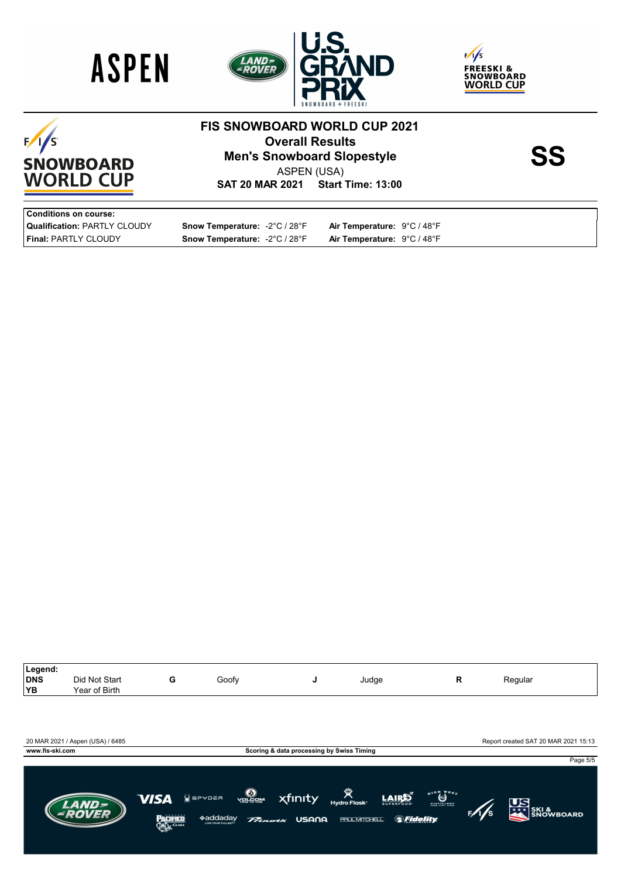# FIS SNOWBOARD WORLD CUP 2021

## Overall Results

## Men's Snowboard Slopestyle

ASPEN (USA)

**SAT 20 MAR 2021 Start Time: 13:00**

**SS**

| | | |
|---|---|---|
| **Conditions on course:** | | |
| **Qualification:** PARTLY CLOUDY | **Snow Temperature:** -2°C / 28°F | **Air Temperature:** 9°C / 48°F |
| **Final:** PARTLY CLOUDY | **Snow Temperature:** -2°C / 28°F | **Air Temperature:** 9°C / 48°F |

| | | | | | | | |
|---|---|---|---|---|---|---|---|
| **Legend:** | | | | | | | |
| **DNS** | Did Not Start | **G** | Goofy | **J** | Judge | **R** | Regular |
| **YB** | Year of Birth | | | | | | |

20 MAR 2021 / Aspen (USA) / 6485

Report created SAT 20 MAR 2021 15:13

www.fis-ski.com

Scoring & data processing by Swiss Timing